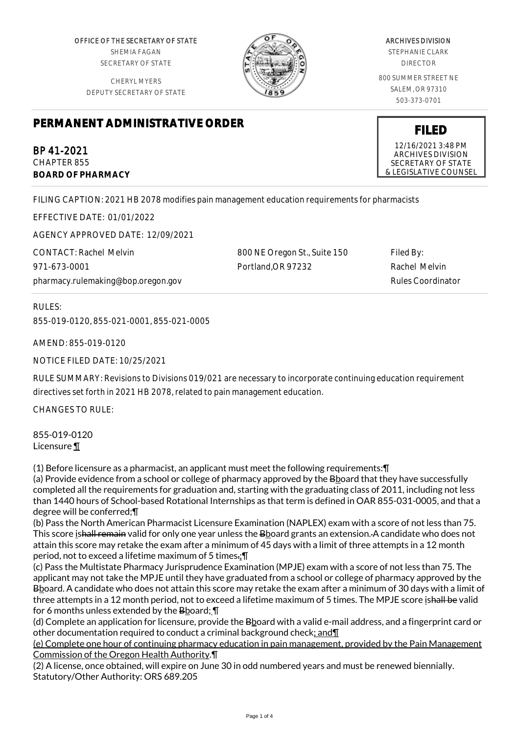OFFICE OF THE SECRETARY OF STATE
SHEMIA FAGAN
SECRETARY OF STATE

CHERYL MYERS
DEPUTY SECRETARY OF STATE

ARCHIVES DIVISION
STEPHANIE CLARK
DIRECTOR

800 SUMMER STREET NE
SALEM, OR 97310
503-373-0701

# PERMANENT ADMINISTRATIVE ORDER

**FILED**
12/16/2021 3:48 PM
ARCHIVES DIVISION
SECRETARY OF STATE
& LEGISLATIVE COUNSEL

BP 41-2021
CHAPTER 855
**BOARD OF PHARMACY**

FILING CAPTION: 2021 HB 2078 modifies pain management education requirements for pharmacists

EFFECTIVE DATE: 01/01/2022

AGENCY APPROVED DATE: 12/09/2021

CONTACT: Rachel Melvin
971-673-0001
pharmacy.rulemaking@bop.oregon.gov

800 NE Oregon St., Suite 150
Portland,OR 97232

Filed By:
Rachel Melvin
Rules Coordinator

RULES:
855-019-0120, 855-021-0001, 855-021-0005

AMEND: 855-019-0120

NOTICE FILED DATE: 10/25/2021

RULE SUMMARY: Revisions to Divisions 019/021 are necessary to incorporate continuing education requirement directives set forth in 2021 HB 2078, related to pain management education.

CHANGES TO RULE:

855-019-0120
Licensure ¶

(1) Before licensure as a pharmacist, an applicant must meet the following requirements:¶
(a) Provide evidence from a school or college of pharmacy approved by the Bboard that they have successfully completed all the requirements for graduation and, starting with the graduating class of 2011, including not less than 1440 hours of School-based Rotational Internships as that term is defined in OAR 855-031-0005, and that a degree will be conferred;¶
(b) Pass the North American Pharmacist Licensure Examination (NAPLEX) exam with a score of not less than 75. This score ishall remain valid for only one year unless the Bboard grants an extension. A candidate who does not attain this score may retake the exam after a minimum of 45 days with a limit of three attempts in a 12 month period, not to exceed a lifetime maximum of 5 times.;¶
(c) Pass the Multistate Pharmacy Jurisprudence Examination (MPJE) exam with a score of not less than 75. The applicant may not take the MPJE until they have graduated from a school or college of pharmacy approved by the Bboard. A candidate who does not attain this score may retake the exam after a minimum of 30 days with a limit of three attempts in a 12 month period, not to exceed a lifetime maximum of 5 times. The MPJE score ishall be valid for 6 months unless extended by the Bboard; ¶
(d) Complete an application for licensure, provide the Bboard with a valid e-mail address, and a fingerprint card or other documentation required to conduct a criminal background check; and¶
(e) Complete one hour of continuing pharmacy education in pain management, provided by the Pain Management Commission of the Oregon Health Authority.¶
(2) A license, once obtained, will expire on June 30 in odd numbered years and must be renewed biennially.
Statutory/Other Authority: ORS 689.205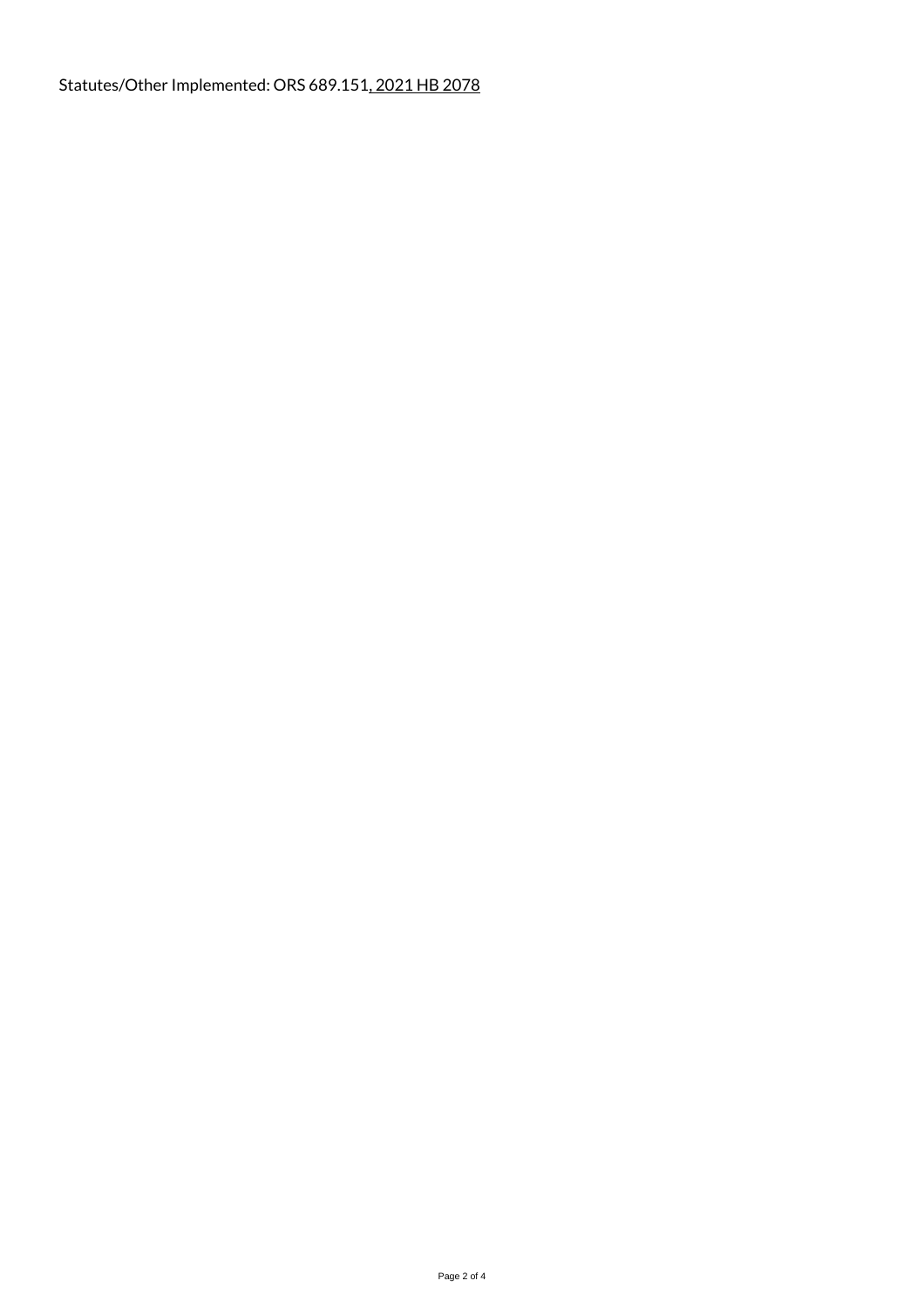Statutes/Other Implemented: ORS 689.151, 2021 HB 2078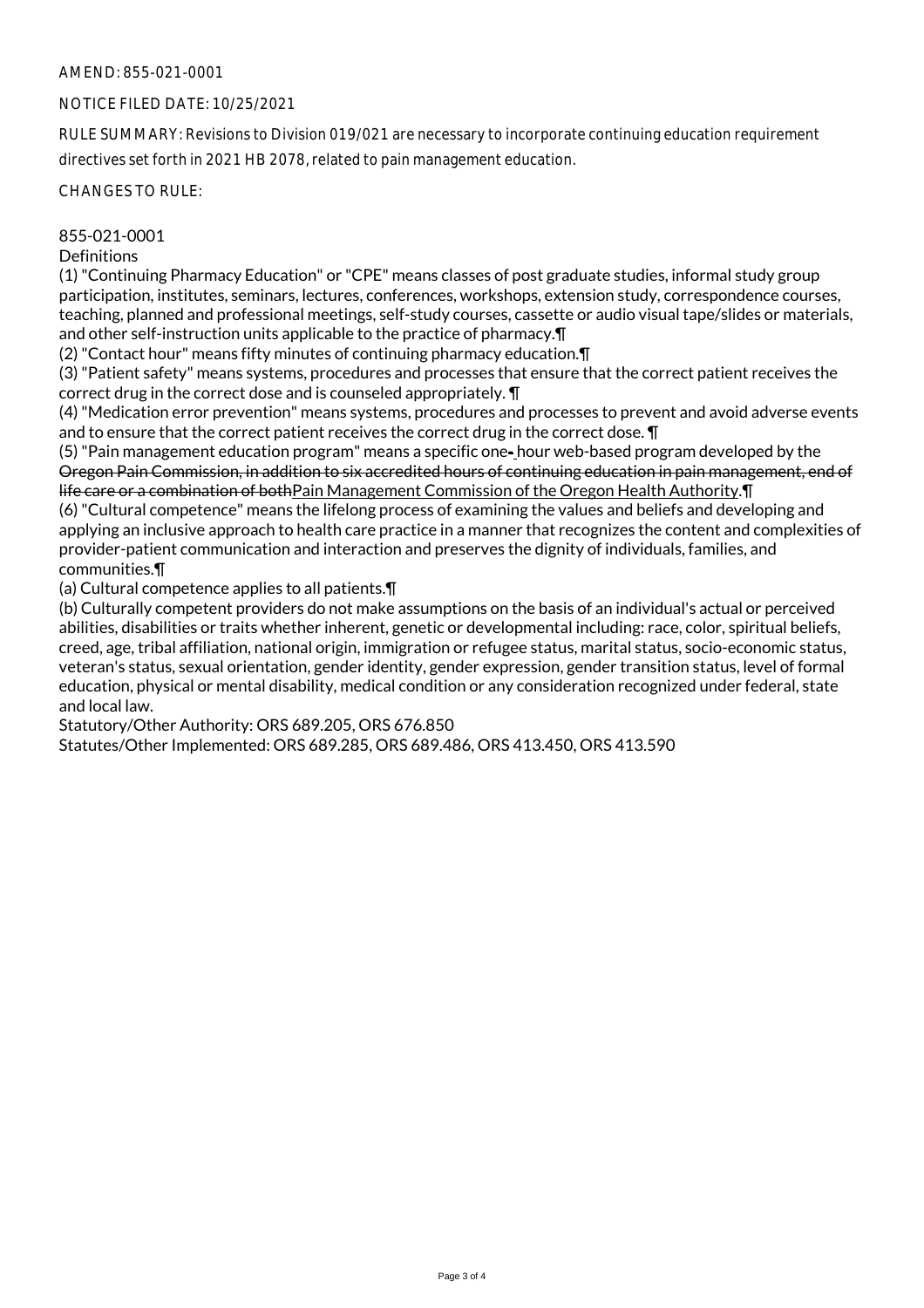AMEND: 855-021-0001

NOTICE FILED DATE: 10/25/2021

RULE SUMMARY: Revisions to Division 019/021 are necessary to incorporate continuing education requirement directives set forth in 2021 HB 2078, related to pain management education.

CHANGES TO RULE:

855-021-0001
Definitions

(1) "Continuing Pharmacy Education" or "CPE" means classes of post graduate studies, informal study group participation, institutes, seminars, lectures, conferences, workshops, extension study, correspondence courses, teaching, planned and professional meetings, self-study courses, cassette or audio visual tape/slides or materials, and other self-instruction units applicable to the practice of pharmacy.¶

(2) "Contact hour" means fifty minutes of continuing pharmacy education.¶

(3) "Patient safety" means systems, procedures and processes that ensure that the correct patient receives the correct drug in the correct dose and is counseled appropriately. ¶

(4) "Medication error prevention" means systems, procedures and processes to prevent and avoid adverse events and to ensure that the correct patient receives the correct drug in the correct dose. ¶

(5) "Pain management education program" means a specific one~~-~~ hour web-based program developed by the ~~Oregon Pain Commission, in addition to six accredited hours of continuing education in pain management, end of life care or a combination of both~~<u>Pain Management Commission of the Oregon Health Authority</u>.¶

(6) "Cultural competence" means the lifelong process of examining the values and beliefs and developing and applying an inclusive approach to health care practice in a manner that recognizes the content and complexities of provider-patient communication and interaction and preserves the dignity of individuals, families, and communities.¶

(a) Cultural competence applies to all patients.¶

(b) Culturally competent providers do not make assumptions on the basis of an individual's actual or perceived abilities, disabilities or traits whether inherent, genetic or developmental including: race, color, spiritual beliefs, creed, age, tribal affiliation, national origin, immigration or refugee status, marital status, socio-economic status, veteran's status, sexual orientation, gender identity, gender expression, gender transition status, level of formal education, physical or mental disability, medical condition or any consideration recognized under federal, state and local law.

Statutory/Other Authority: ORS 689.205, ORS 676.850
Statutes/Other Implemented: ORS 689.285, ORS 689.486, ORS 413.450, ORS 413.590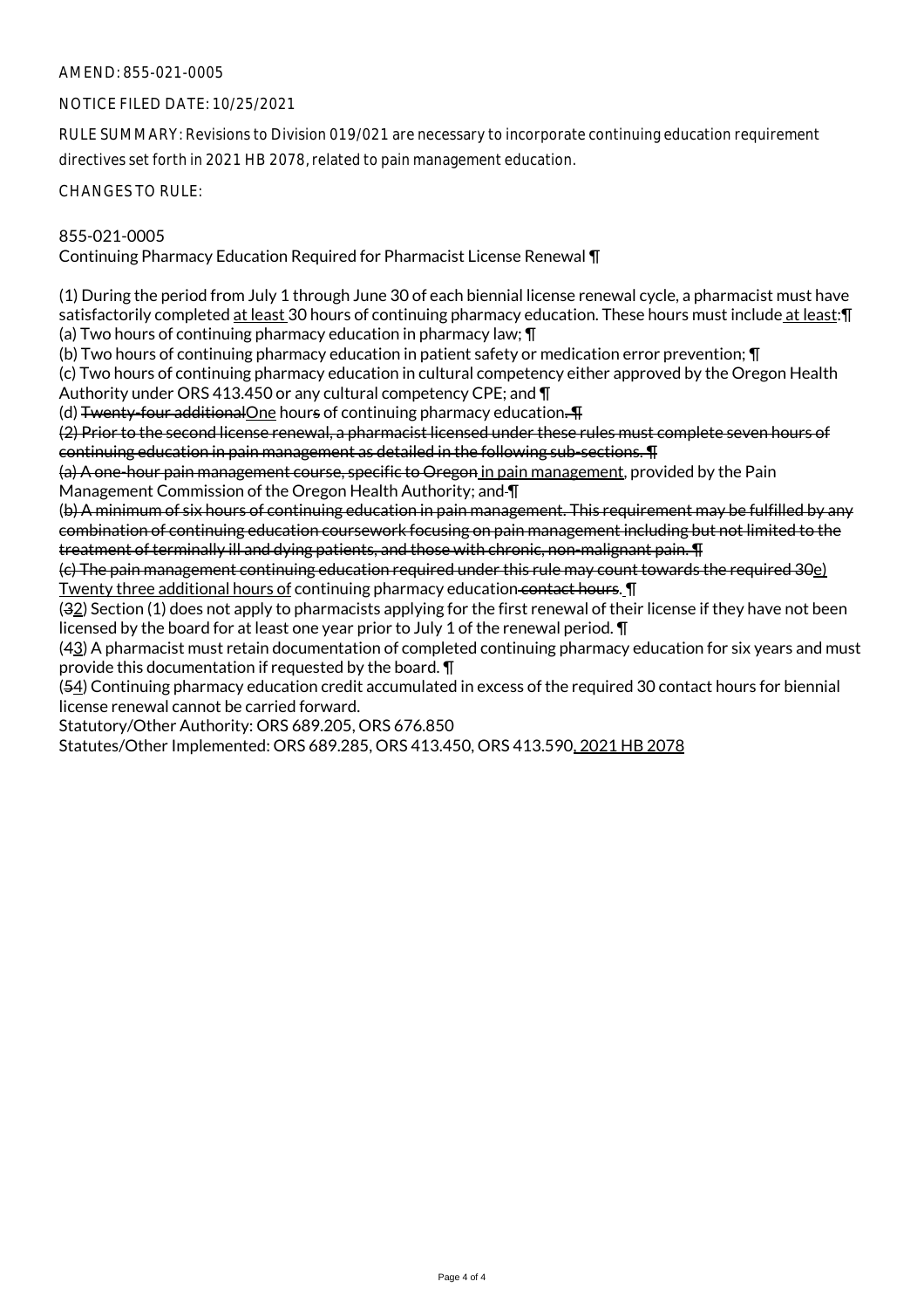AMEND: 855-021-0005

NOTICE FILED DATE: 10/25/2021

RULE SUMMARY: Revisions to Division 019/021 are necessary to incorporate continuing education requirement directives set forth in 2021 HB 2078, related to pain management education.

CHANGES TO RULE:

855-021-0005
Continuing Pharmacy Education Required for Pharmacist License Renewal ¶

(1) During the period from July 1 through June 30 of each biennial license renewal cycle, a pharmacist must have satisfactorily completed <u>at least</u> 30 hours of continuing pharmacy education. These hours must include<u> at least</u>:¶
(a) Two hours of continuing pharmacy education in pharmacy law; ¶
(b) Two hours of continuing pharmacy education in patient safety or medication error prevention; ¶
(c) Two hours of continuing pharmacy education in cultural competency either approved by the Oregon Health Authority under ORS 413.450 or any cultural competency CPE; and ¶
(d) ~~Twenty-four additional~~<u>One</u> hour~~s~~ of continuing pharmacy education~~. ¶~~
~~(2) Prior to the second license renewal, a pharmacist licensed under these rules must complete seven hours of continuing education in pain management as detailed in the following sub-sections. ¶~~
~~(a) A one-hour pain management course, specific to Oregon~~<u> in pain management</u>, provided by the Pain Management Commission of the Oregon Health Authority; and~~ ¶~~
(~~b) A minimum of six hours of continuing education in pain management. This requirement may be fulfilled by any combination of continuing education coursework focusing on pain management including but not limited to the treatment of terminally ill and dying patients, and those with chronic, non-malignant pain. ¶~~
~~(c) The pain management continuing education required under this rule may count towards the required 30~~<u>e) Twenty three additional hours of</u> continuing pharmacy education~~ contact hours~~. ¶
(~~3~~<u>2</u>) Section (1) does not apply to pharmacists applying for the first renewal of their license if they have not been licensed by the board for at least one year prior to July 1 of the renewal period. ¶
(~~4~~<u>3</u>) A pharmacist must retain documentation of completed continuing pharmacy education for six years and must provide this documentation if requested by the board. ¶
(~~5~~<u>4</u>) Continuing pharmacy education credit accumulated in excess of the required 30 contact hours for biennial license renewal cannot be carried forward.
Statutory/Other Authority: ORS 689.205, ORS 676.850
Statutes/Other Implemented: ORS 689.285, ORS 413.450, ORS 413.590<u>, 2021 HB 2078</u>